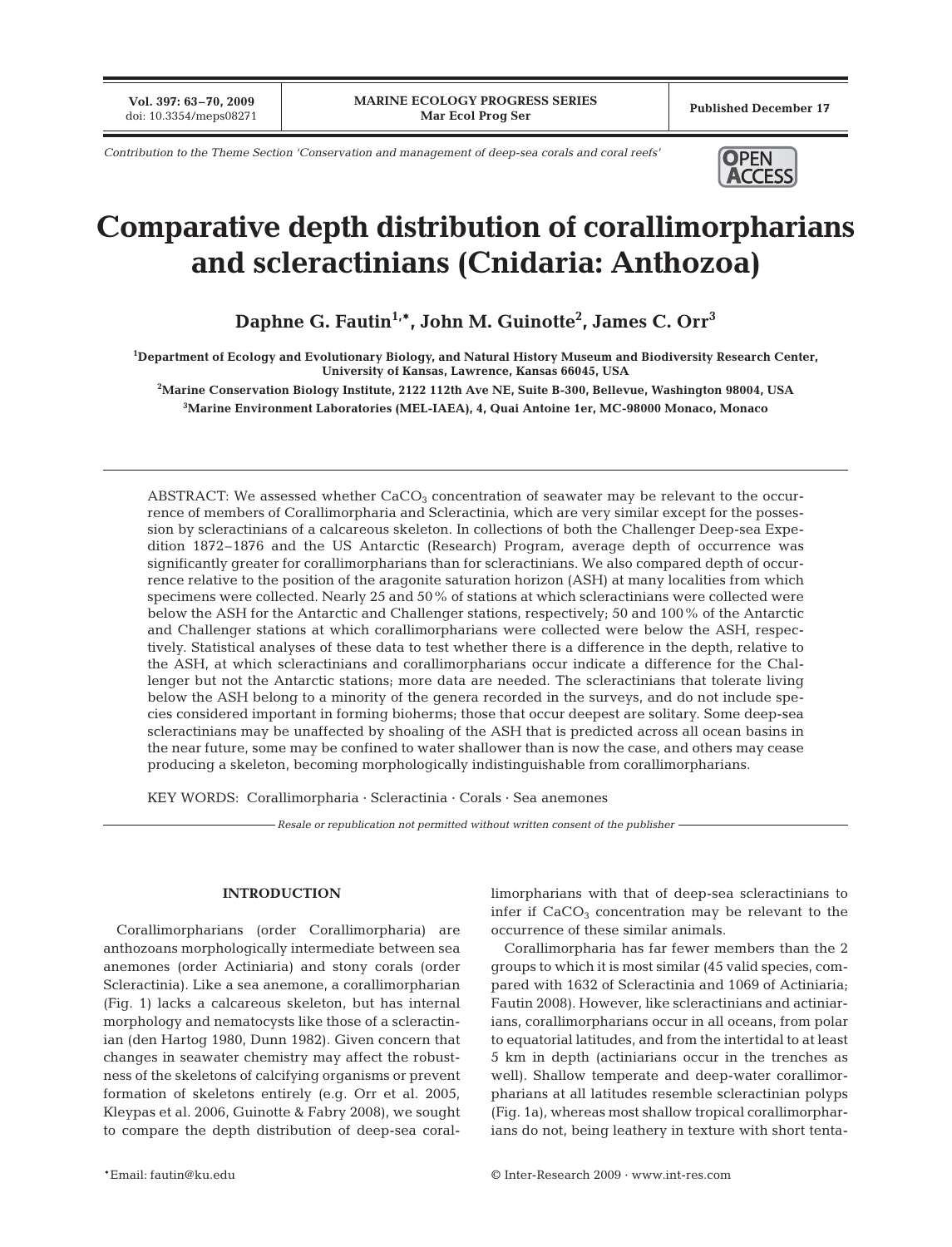*Contribution to the Theme Section 'Conservation and management of deep-sea corals and coral reefs'*

# Comparative depth distribution of corallimorpharians and scleractinians (Cnidaria: Anthozoa)

**Daphne G. Fautin[1,*], John M. Guinotte[2], James C. Orr[3]**

[1]Department of Ecology and Evolutionary Biology, and Natural History Museum and Biodiversity Research Center, University of Kansas, Lawrence, Kansas 66045, USA

[2]Marine Conservation Biology Institute, 2122 112th Ave NE, Suite B-300, Bellevue, Washington 98004, USA

[3]Marine Environment Laboratories (MEL-IAEA), 4, Quai Antoine 1er, MC-98000 Monaco, Monaco

ABSTRACT: We assessed whether $CaCO_3$ concentration of seawater may be relevant to the occurrence of members of Corallimorpharia and Scleractinia, which are very similar except for the possession by scleractinians of a calcareous skeleton. In collections of both the Challenger Deep-sea Expedition 1872–1876 and the US Antarctic (Research) Program, average depth of occurrence was significantly greater for corallimorpharians than for scleractinians. We also compared depth of occurrence relative to the position of the aragonite saturation horizon (ASH) at many localities from which specimens were collected. Nearly 25 and 50% of stations at which scleractinians were collected were below the ASH for the Antarctic and Challenger stations, respectively; 50 and 100% of the Antarctic and Challenger stations at which corallimorpharians were collected were below the ASH, respectively. Statistical analyses of these data to test whether there is a difference in the depth, relative to the ASH, at which scleractinians and corallimorpharians occur indicate a difference for the Challenger but not the Antarctic stations; more data are needed. The scleractinians that tolerate living below the ASH belong to a minority of the genera recorded in the surveys, and do not include species considered important in forming bioherms; those that occur deepest are solitary. Some deep-sea scleractinians may be unaffected by shoaling of the ASH that is predicted across all ocean basins in the near future, some may be confined to water shallower than is now the case, and others may cease producing a skeleton, becoming morphologically indistinguishable from corallimorpharians.

KEY WORDS: Corallimorpharia · Scleractinia · Corals · Sea anemones

*Resale or republication not permitted without written consent of the publisher*

## INTRODUCTION

Corallimorpharians (order Corallimorpharia) are anthozoans morphologically intermediate between sea anemones (order Actiniaria) and stony corals (order Scleractinia). Like a sea anemone, a corallimorpharian (Fig. 1) lacks a calcareous skeleton, but has internal morphology and nematocysts like those of a scleractinian (den Hartog 1980, Dunn 1982). Given concern that changes in seawater chemistry may affect the robustness of the skeletons of calcifying organisms or prevent formation of skeletons entirely (e.g. Orr et al. 2005, Kleypas et al. 2006, Guinotte & Fabry 2008), we sought to compare the depth distribution of deep-sea corallimorpharians with that of deep-sea scleractinians to infer if $CaCO_3$ concentration may be relevant to the occurrence of these similar animals.

Corallimorpharia has far fewer members than the 2 groups to which it is most similar (45 valid species, compared with 1632 of Scleractinia and 1069 of Actiniaria; Fautin 2008). However, like scleractinians and actiniarians, corallimorpharians occur in all oceans, from polar to equatorial latitudes, and from the intertidal to at least 5 km in depth (actiniarians occur in the trenches as well). Shallow temperate and deep-water corallimorpharians at all latitudes resemble scleractinian polyps (Fig. 1a), whereas most shallow tropical corallimorpharians do not, being leathery in texture with short tenta-

*Email: fautin@ku.edu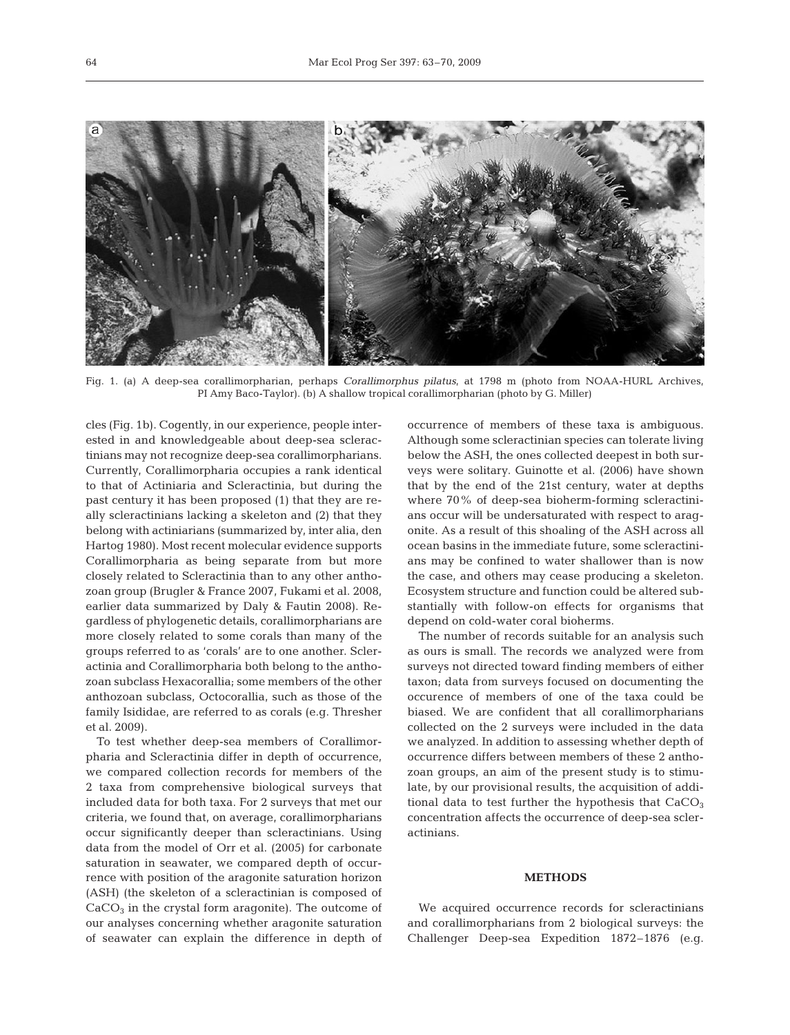Fig. 1. (a) A deep-sea corallimorpharian, perhaps *Corallimorphus pilatus*, at 1798 m (photo from NOAA-HURL Archives, PI Amy Baco-Taylor). (b) A shallow tropical corallimorpharian (photo by G. Miller)

cles (Fig. 1b). Cogently, in our experience, people interested in and knowledgeable about deep-sea scleractinians may not recognize deep-sea corallimorpharians. Currently, Corallimorpharia occupies a rank identical to that of Actiniaria and Scleractinia, but during the past century it has been proposed (1) that they are really scleractinians lacking a skeleton and (2) that they belong with actiniarians (summarized by, inter alia, den Hartog 1980). Most recent molecular evidence supports Corallimorpharia as being separate from but more closely related to Scleractinia than to any other anthozoan group (Brugler & France 2007, Fukami et al. 2008, earlier data summarized by Daly & Fautin 2008). Regardless of phylogenetic details, corallimorpharians are more closely related to some corals than many of the groups referred to as 'corals' are to one another. Scleractinia and Corallimorpharia both belong to the anthozoan subclass Hexacorallia; some members of the other anthozoan subclass, Octocorallia, such as those of the family Isididae, are referred to as corals (e.g. Thresher et al. 2009).

To test whether deep-sea members of Corallimorpharia and Scleractinia differ in depth of occurrence, we compared collection records for members of the 2 taxa from comprehensive biological surveys that included data for both taxa. For 2 surveys that met our criteria, we found that, on average, corallimorpharians occur significantly deeper than scleractinians. Using data from the model of Orr et al. (2005) for carbonate saturation in seawater, we compared depth of occurrence with position of the aragonite saturation horizon (ASH) (the skeleton of a scleractinian is composed of $CaCO_3$ in the crystal form aragonite). The outcome of our analyses concerning whether aragonite saturation of seawater can explain the difference in depth of occurrence of members of these taxa is ambiguous. Although some scleractinian species can tolerate living below the ASH, the ones collected deepest in both surveys were solitary. Guinotte et al. (2006) have shown that by the end of the 21st century, water at depths where 70% of deep-sea bioherm-forming scleractinians occur will be undersaturated with respect to aragonite. As a result of this shoaling of the ASH across all ocean basins in the immediate future, some scleractinians may be confined to water shallower than is now the case, and others may cease producing a skeleton. Ecosystem structure and function could be altered substantially with follow-on effects for organisms that depend on cold-water coral bioherms.

The number of records suitable for an analysis such as ours is small. The records we analyzed were from surveys not directed toward finding members of either taxon; data from surveys focused on documenting the occurence of members of one of the taxa could be biased. We are confident that all corallimorpharians collected on the 2 surveys were included in the data we analyzed. In addition to assessing whether depth of occurrence differs between members of these 2 anthozoan groups, an aim of the present study is to stimulate, by our provisional results, the acquisition of additional data to test further the hypothesis that $CaCO_3$ concentration affects the occurrence of deep-sea scleractinians.

## METHODS

We acquired occurrence records for scleractinians and corallimorpharians from 2 biological surveys: the Challenger Deep-sea Expedition 1872–1876 (e.g.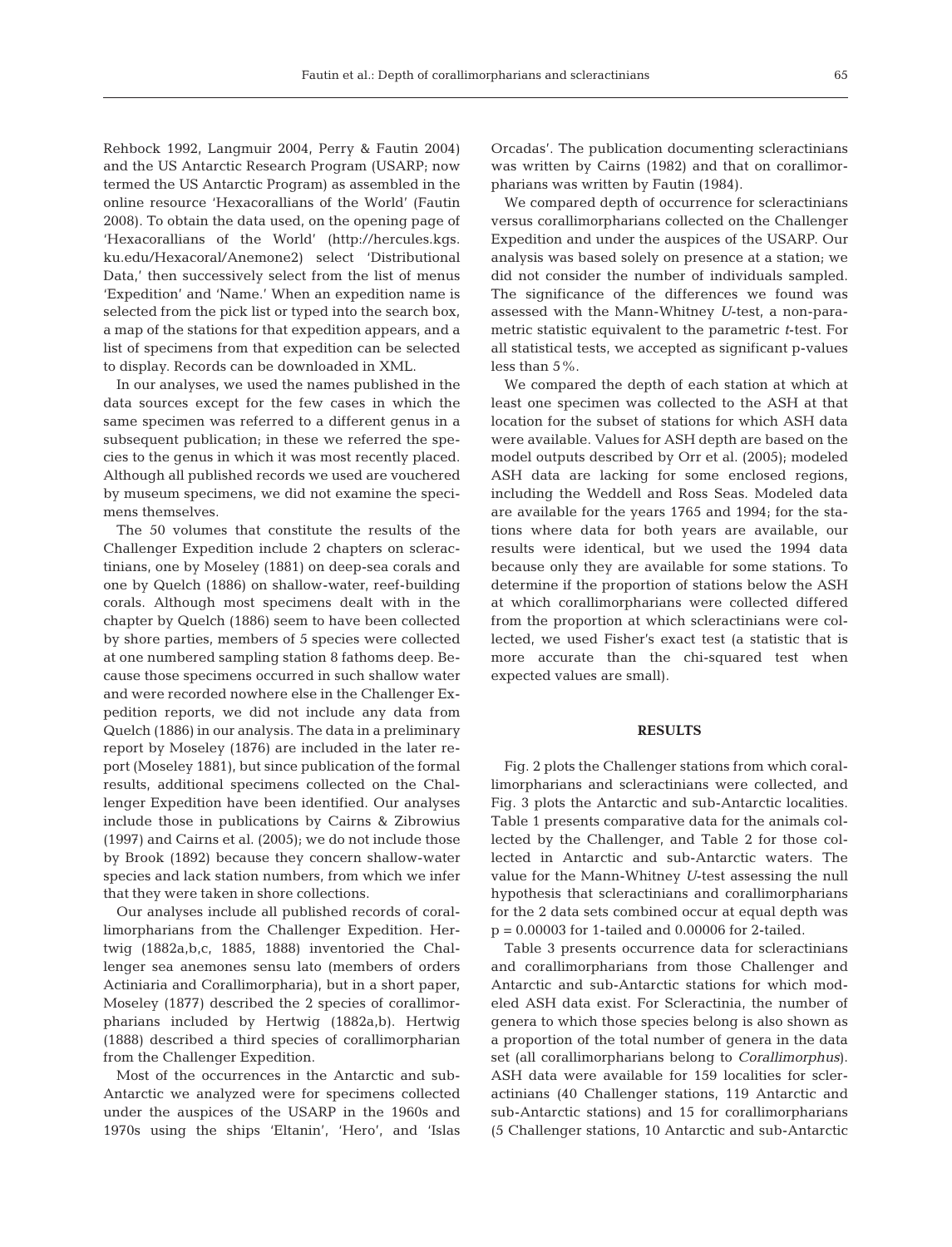Rehbock 1992, Langmuir 2004, Perry & Fautin 2004) and the US Antarctic Research Program (USARP; now termed the US Antarctic Program) as assembled in the online resource 'Hexacorallians of the World' (Fautin 2008). To obtain the data used, on the opening page of 'Hexacorallians of the World' (http://hercules.kgs.ku.edu/Hexacoral/Anemone2) select 'Distributional Data,' then successively select from the list of menus 'Expedition' and 'Name.' When an expedition name is selected from the pick list or typed into the search box, a map of the stations for that expedition appears, and a list of specimens from that expedition can be selected to display. Records can be downloaded in XML.

In our analyses, we used the names published in the data sources except for the few cases in which the same specimen was referred to a different genus in a subsequent publication; in these we referred the species to the genus in which it was most recently placed. Although all published records we used are vouchered by museum specimens, we did not examine the specimens themselves.

The 50 volumes that constitute the results of the Challenger Expedition include 2 chapters on scleractinians, one by Moseley (1881) on deep-sea corals and one by Quelch (1886) on shallow-water, reef-building corals. Although most specimens dealt with in the chapter by Quelch (1886) seem to have been collected by shore parties, members of 5 species were collected at one numbered sampling station 8 fathoms deep. Because those specimens occurred in such shallow water and were recorded nowhere else in the Challenger Expedition reports, we did not include any data from Quelch (1886) in our analysis. The data in a preliminary report by Moseley (1876) are included in the later report (Moseley 1881), but since publication of the formal results, additional specimens collected on the Challenger Expedition have been identified. Our analyses include those in publications by Cairns & Zibrowius (1997) and Cairns et al. (2005); we do not include those by Brook (1892) because they concern shallow-water species and lack station numbers, from which we infer that they were taken in shore collections.

Our analyses include all published records of corallimorpharians from the Challenger Expedition. Hertwig (1882a,b,c, 1885, 1888) inventoried the Challenger sea anemones sensu lato (members of orders Actiniaria and Corallimorpharia), but in a short paper, Moseley (1877) described the 2 species of corallimorpharians included by Hertwig (1882a,b). Hertwig (1888) described a third species of corallimorpharian from the Challenger Expedition.

Most of the occurrences in the Antarctic and sub-Antarctic we analyzed were for specimens collected under the auspices of the USARP in the 1960s and 1970s using the ships 'Eltanin', 'Hero', and 'Islas Orcadas'. The publication documenting scleractinians was written by Cairns (1982) and that on corallimorpharians was written by Fautin (1984).

We compared depth of occurrence for scleractinians versus corallimorpharians collected on the Challenger Expedition and under the auspices of the USARP. Our analysis was based solely on presence at a station; we did not consider the number of individuals sampled. The significance of the differences we found was assessed with the Mann-Whitney *U*-test, a non-parametric statistic equivalent to the parametric *t*-test. For all statistical tests, we accepted as significant p-values less than 5%.

We compared the depth of each station at which at least one specimen was collected to the ASH at that location for the subset of stations for which ASH data were available. Values for ASH depth are based on the model outputs described by Orr et al. (2005); modeled ASH data are lacking for some enclosed regions, including the Weddell and Ross Seas. Modeled data are available for the years 1765 and 1994; for the stations where data for both years are available, our results were identical, but we used the 1994 data because only they are available for some stations. To determine if the proportion of stations below the ASH at which corallimorpharians were collected differed from the proportion at which scleractinians were collected, we used Fisher's exact test (a statistic that is more accurate than the chi-squared test when expected values are small).

## RESULTS

Fig. 2 plots the Challenger stations from which corallimorpharians and scleractinians were collected, and Fig. 3 plots the Antarctic and sub-Antarctic localities. Table 1 presents comparative data for the animals collected by the Challenger, and Table 2 for those collected in Antarctic and sub-Antarctic waters. The value for the Mann-Whitney *U*-test assessing the null hypothesis that scleractinians and corallimorpharians for the 2 data sets combined occur at equal depth was $p = 0.00003$ for 1-tailed and 0.00006 for 2-tailed.

Table 3 presents occurrence data for scleractinians and corallimorpharians from those Challenger and Antarctic and sub-Antarctic stations for which modeled ASH data exist. For Scleractinia, the number of genera to which those species belong is also shown as a proportion of the total number of genera in the data set (all corallimorpharians belong to *Corallimorphus*). ASH data were available for 159 localities for scleractinians (40 Challenger stations, 119 Antarctic and sub-Antarctic stations) and 15 for corallimorpharians (5 Challenger stations, 10 Antarctic and sub-Antarctic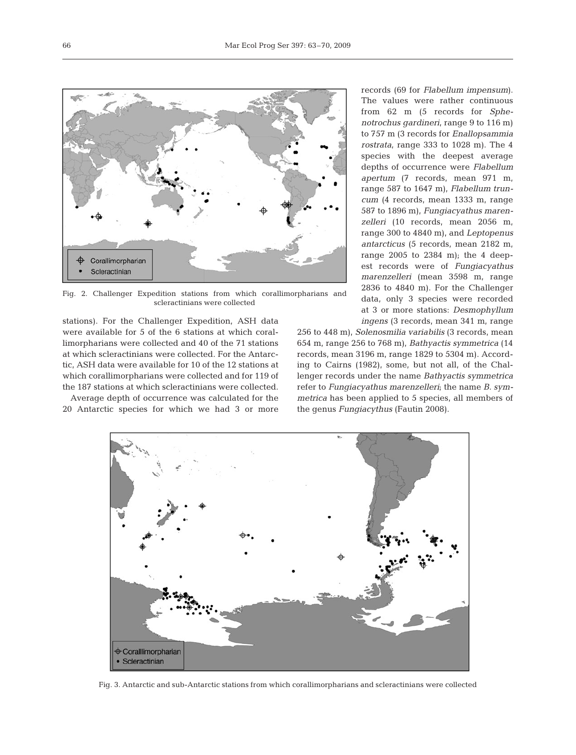Fig. 2. Challenger Expedition stations from which corallimorpharians and scleractinians were collected

stations). For the Challenger Expedition, ASH data were available for 5 of the 6 stations at which corallimorpharians were collected and 40 of the 71 stations at which scleractinians were collected. For the Antarctic, ASH data were available for 10 of the 12 stations at which corallimorpharians were collected and for 119 of the 187 stations at which scleractinians were collected.

Average depth of occurrence was calculated for the 20 Antarctic species for which we had 3 or more records (69 for *Flabellum impensum*). The values were rather continuous from 62 m (5 records for *Sphenotrochus gardineri*, range 9 to 116 m) to 757 m (3 records for *Enallopsammia rostrata*, range 333 to 1028 m). The 4 species with the deepest average depths of occurrence were *Flabellum apertum* (7 records, mean 971 m, range 587 to 1647 m), *Flabellum truncum* (4 records, mean 1333 m, range 587 to 1896 m), *Fungiacyathus marenzelleri* (10 records, mean 2056 m, range 300 to 4840 m), and *Leptopenus antarcticus* (5 records, mean 2182 m, range 2005 to 2384 m); the 4 deepest records were of *Fungiacyathus marenzelleri* (mean 3598 m, range 2836 to 4840 m). For the Challenger data, only 3 species were recorded at 3 or more stations: *Desmophyllum ingens* (3 records, mean 341 m, range 256 to 448 m), *Solenosmilia variabilis* (3 records, mean 654 m, range 256 to 768 m), *Bathyactis symmetrica* (14 records, mean 3196 m, range 1829 to 5304 m). According to Cairns (1982), some, but not all, of the Challenger records under the name *Bathyactis symmetrica* refer to *Fungiacyathus marenzelleri*; the name *B. symmetrica* has been applied to 5 species, all members of the genus *Fungiacythus* (Fautin 2008).

Fig. 3. Antarctic and sub-Antarctic stations from which corallimorpharians and scleractinians were collected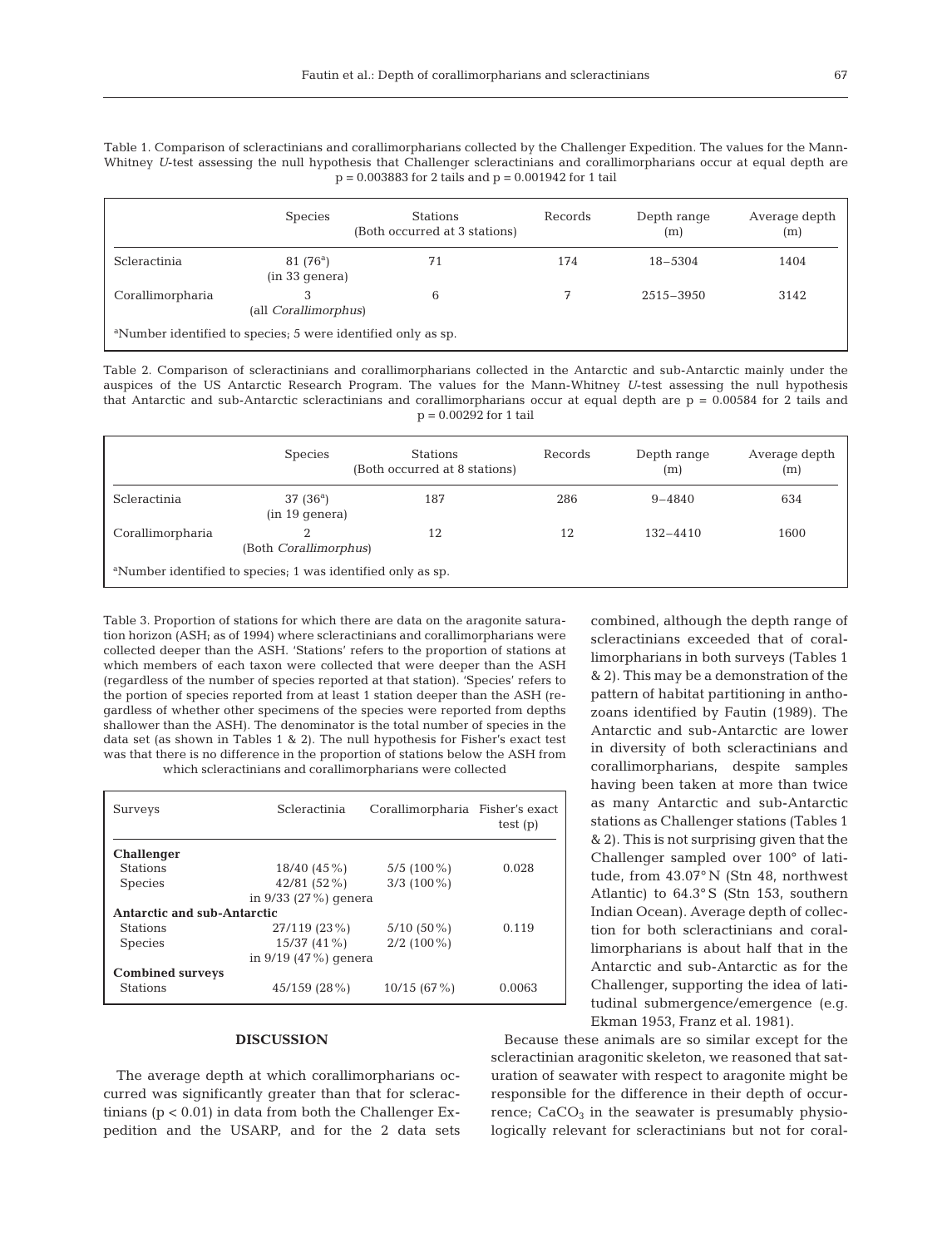Table 1. Comparison of scleractinians and corallimorpharians collected by the Challenger Expedition. The values for the Mann-Whitney *U*-test assessing the null hypothesis that Challenger scleractinians and corallimorpharians occur at equal depth are $p = 0.003883$ for 2 tails and $p = 0.001942$ for 1 tail

| | Species | Stations (Both occurred at 3 stations) | Records | Depth range (m) | Average depth (m) |
|---|---|---|---|---|---|
| Scleractinia | 81 (76[a]) (in 33 genera) | 71 | 174 | 18–5304 | 1404 |
| Corallimorpharia | 3 (all *Corallimorphus*) | 6 | 7 | 2515–3950 | 3142 |

[a]Number identified to species; 5 were identified only as sp.

Table 2. Comparison of scleractinians and corallimorpharians collected in the Antarctic and sub-Antarctic mainly under the auspices of the US Antarctic Research Program. The values for the Mann-Whitney *U*-test assessing the null hypothesis that Antarctic and sub-Antarctic scleractinians and corallimorpharians occur at equal depth are $p = 0.00584$ for 2 tails and $p = 0.00292$ for 1 tail

| | Species | Stations (Both occurred at 8 stations) | Records | Depth range (m) | Average depth (m) |
|---|---|---|---|---|---|
| Scleractinia | 37 (36[a]) (in 19 genera) | 187 | 286 | 9–4840 | 634 |
| Corallimorpharia | 2 (Both *Corallimorphus*) | 12 | 12 | 132–4410 | 1600 |

[a]Number identified to species; 1 was identified only as sp.

Table 3. Proportion of stations for which there are data on the aragonite saturation horizon (ASH; as of 1994) where scleractinians and corallimorpharians were collected deeper than the ASH. 'Stations' refers to the proportion of stations at which members of each taxon were collected that were deeper than the ASH (regardless of the number of species reported at that station). 'Species' refers to the portion of species reported from at least 1 station deeper than the ASH (regardless of whether other specimens of the species were reported from depths shallower than the ASH). The denominator is the total number of species in the data set (as shown in Tables 1 & 2). The null hypothesis for Fisher's exact test was that there is no difference in the proportion of stations below the ASH from which scleractinians and corallimorpharians were collected

| Surveys | Scleractinia | Corallimorpharia | Fisher's exact test (p) |
|---|---|---|---|
| **Challenger** | | | |
| Stations | 18/40 (45%) | 5/5 (100%) | 0.028 |
| Species | 42/81 (52%) in 9/33 (27%) genera | 3/3 (100%) | |
| **Antarctic and sub-Antarctic** | | | |
| Stations | 27/119 (23%) | 5/10 (50%) | 0.119 |
| Species | 15/37 (41%) in 9/19 (47%) genera | 2/2 (100%) | |
| **Combined surveys** | | | |
| Stations | 45/159 (28%) | 10/15 (67%) | 0.0063 |

## DISCUSSION

The average depth at which corallimorpharians occurred was significantly greater than that for scleractinians ($p < 0.01$) in data from both the Challenger Expedition and the USARP, and for the 2 data sets combined, although the depth range of scleractinians exceeded that of corallimorpharians in both surveys (Tables 1 & 2). This may be a demonstration of the pattern of habitat partitioning in anthozoans identified by Fautin (1989). The Antarctic and sub-Antarctic are lower in diversity of both scleractinians and corallimorpharians, despite samples having been taken at more than twice as many Antarctic and sub-Antarctic stations as Challenger stations (Tables 1 & 2). This is not surprising given that the Challenger sampled over 100° of latitude, from 43.07° N (Stn 48, northwest Atlantic) to 64.3° S (Stn 153, southern Indian Ocean). Average depth of collection for both scleractinians and corallimorpharians is about half that in the Antarctic and sub-Antarctic as for the Challenger, supporting the idea of latitudinal submergence/emergence (e.g. Ekman 1953, Franz et al. 1981).

Because these animals are so similar except for the scleractinian aragonitic skeleton, we reasoned that saturation of seawater with respect to aragonite might be responsible for the difference in their depth of occurrence; $CaCO_3$ in the seawater is presumably physiologically relevant for scleractinians but not for coral-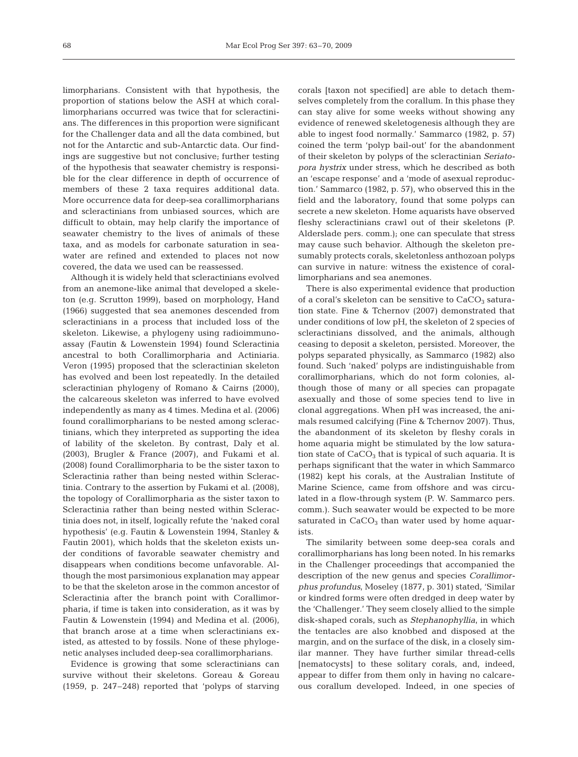limorpharians. Consistent with that hypothesis, the proportion of stations below the ASH at which corallimorpharians occurred was twice that for scleractinians. The differences in this proportion were significant for the Challenger data and all the data combined, but not for the Antarctic and sub-Antarctic data. Our findings are suggestive but not conclusive; further testing of the hypothesis that seawater chemistry is responsible for the clear difference in depth of occurrence of members of these 2 taxa requires additional data. More occurrence data for deep-sea corallimorpharians and scleractinians from unbiased sources, which are difficult to obtain, may help clarify the importance of seawater chemistry to the lives of animals of these taxa, and as models for carbonate saturation in seawater are refined and extended to places not now covered, the data we used can be reassessed.

Although it is widely held that scleractinians evolved from an anemone-like animal that developed a skeleton (e.g. Scrutton 1999), based on morphology, Hand (1966) suggested that sea anemones descended from scleractinians in a process that included loss of the skeleton. Likewise, a phylogeny using radioimmunoassay (Fautin & Lowenstein 1994) found Scleractinia ancestral to both Corallimorpharia and Actiniaria. Veron (1995) proposed that the scleractinian skeleton has evolved and been lost repeatedly. In the detailed scleractinian phylogeny of Romano & Cairns (2000), the calcareous skeleton was inferred to have evolved independently as many as 4 times. Medina et al. (2006) found corallimorpharians to be nested among scleractinians, which they interpreted as supporting the idea of lability of the skeleton. By contrast, Daly et al. (2003), Brugler & France (2007), and Fukami et al. (2008) found Corallimorpharia to be the sister taxon to Scleractinia rather than being nested within Scleractinia. Contrary to the assertion by Fukami et al. (2008), the topology of Corallimorpharia as the sister taxon to Scleractinia rather than being nested within Scleractinia does not, in itself, logically refute the 'naked coral hypothesis' (e.g. Fautin & Lowenstein 1994, Stanley & Fautin 2001), which holds that the skeleton exists under conditions of favorable seawater chemistry and disappears when conditions become unfavorable. Although the most parsimonious explanation may appear to be that the skeleton arose in the common ancestor of Scleractinia after the branch point with Corallimorpharia, if time is taken into consideration, as it was by Fautin & Lowenstein (1994) and Medina et al. (2006), that branch arose at a time when scleractinians existed, as attested to by fossils. None of these phylogenetic analyses included deep-sea corallimorpharians.

Evidence is growing that some scleractinians can survive without their skeletons. Goreau & Goreau (1959, p. 247–248) reported that 'polyps of starving corals [taxon not specified] are able to detach themselves completely from the corallum. In this phase they can stay alive for some weeks without showing any evidence of renewed skeletogenesis although they are able to ingest food normally.' Sammarco (1982, p. 57) coined the term 'polyp bail-out' for the abandonment of their skeleton by polyps of the scleractinian *Seriatopora hystrix* under stress, which he described as both an 'escape response' and a 'mode of asexual reproduction.' Sammarco (1982, p. 57), who observed this in the field and the laboratory, found that some polyps can secrete a new skeleton. Home aquarists have observed fleshy scleractinians crawl out of their skeletons (P. Alderslade pers. comm.); one can speculate that stress may cause such behavior. Although the skeleton presumably protects corals, skeletonless anthozoan polyps can survive in nature: witness the existence of corallimorpharians and sea anemones.

There is also experimental evidence that production of a coral's skeleton can be sensitive to $CaCO_3$ saturation state. Fine & Tchernov (2007) demonstrated that under conditions of low pH, the skeleton of 2 species of scleractinians dissolved, and the animals, although ceasing to deposit a skeleton, persisted. Moreover, the polyps separated physically, as Sammarco (1982) also found. Such 'naked' polyps are indistinguishable from corallimorpharians, which do not form colonies, although those of many or all species can propagate asexually and those of some species tend to live in clonal aggregations. When pH was increased, the animals resumed calcifying (Fine & Tchernov 2007). Thus, the abandonment of its skeleton by fleshy corals in home aquaria might be stimulated by the low saturation state of $CaCO_3$ that is typical of such aquaria. It is perhaps significant that the water in which Sammarco (1982) kept his corals, at the Australian Institute of Marine Science, came from offshore and was circulated in a flow-through system (P. W. Sammarco pers. comm.). Such seawater would be expected to be more saturated in $CaCO_3$ than water used by home aquarists.

The similarity between some deep-sea corals and corallimorpharians has long been noted. In his remarks in the Challenger proceedings that accompanied the description of the new genus and species *Corallimorphus profundus*, Moseley (1877, p. 301) stated, 'Similar or kindred forms were often dredged in deep water by the 'Challenger.' They seem closely allied to the simple disk-shaped corals, such as *Stephanophyllia*, in which the tentacles are also knobbed and disposed at the margin, and on the surface of the disk, in a closely similar manner. They have further similar thread-cells [nematocysts] to these solitary corals, and, indeed, appear to differ from them only in having no calcareous corallum developed. Indeed, in one species of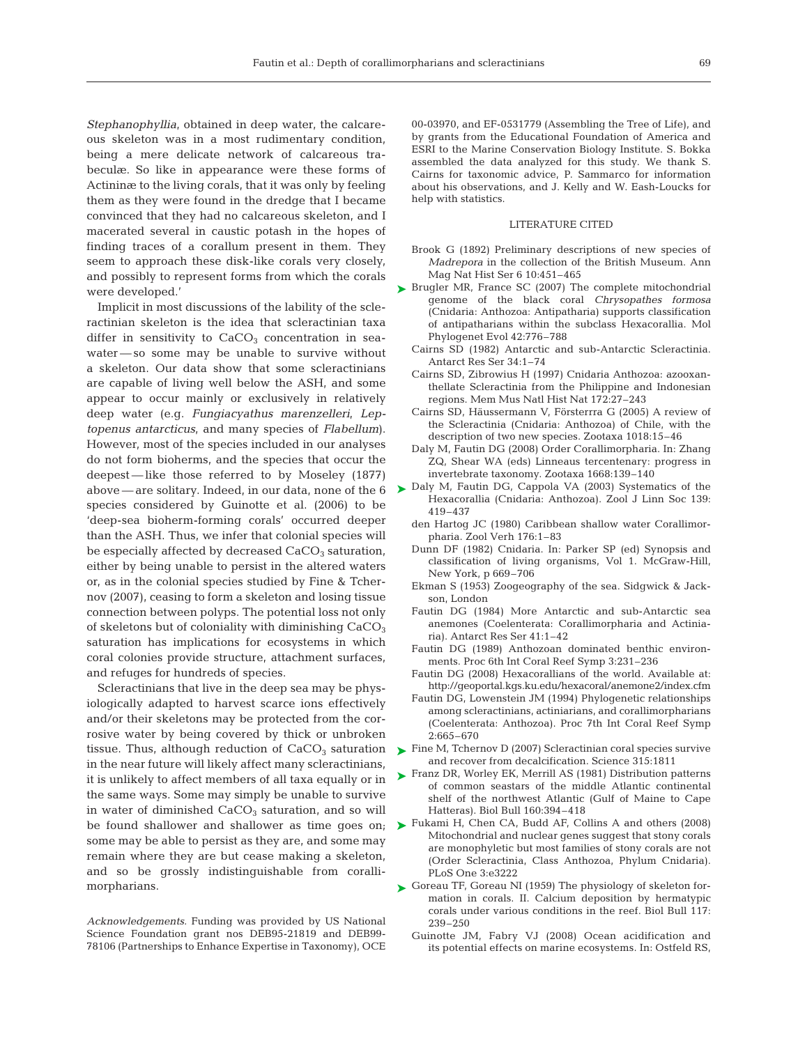*Stephanophyllia*, obtained in deep water, the calcareous skeleton was in a most rudimentary condition, being a mere delicate network of calcareous trabeculæ. So like in appearance were these forms of Actininæ to the living corals, that it was only by feeling them as they were found in the dredge that I became convinced that they had no calcareous skeleton, and I macerated several in caustic potash in the hopes of finding traces of a corallum present in them. They seem to approach these disk-like corals very closely, and possibly to represent forms from which the corals were developed.'

Implicit in most discussions of the lability of the scleractinian skeleton is the idea that scleractinian taxa differ in sensitivity to $CaCO_3$ concentration in seawater — so some may be unable to survive without a skeleton. Our data show that some scleractinians are capable of living well below the ASH, and some appear to occur mainly or exclusively in relatively deep water (e.g. *Fungiacyathus marenzelleri*, *Leptopenus antarcticus*, and many species of *Flabellum*). However, most of the species included in our analyses do not form bioherms, and the species that occur the deepest — like those referred to by Moseley (1877) above — are solitary. Indeed, in our data, none of the 6 species considered by Guinotte et al. (2006) to be 'deep-sea bioherm-forming corals' occurred deeper than the ASH. Thus, we infer that colonial species will be especially affected by decreased $CaCO_3$ saturation, either by being unable to persist in the altered waters or, as in the colonial species studied by Fine & Tchernov (2007), ceasing to form a skeleton and losing tissue connection between polyps. The potential loss not only of skeletons but of coloniality with diminishing $CaCO_3$ saturation has implications for ecosystems in which coral colonies provide structure, attachment surfaces, and refuges for hundreds of species.

Scleractinians that live in the deep sea may be physiologically adapted to harvest scarce ions effectively and/or their skeletons may be protected from the corrosive water by being covered by thick or unbroken tissue. Thus, although reduction of $CaCO_3$ saturation in the near future will likely affect many scleractinians, it is unlikely to affect members of all taxa equally or in the same ways. Some may simply be unable to survive in water of diminished $CaCO_3$ saturation, and so will be found shallower and shallower as time goes on; some may be able to persist as they are, and some may remain where they are but cease making a skeleton, and so be grossly indistinguishable from corallimorpharians.

*Acknowledgements.* Funding was provided by US National Science Foundation grant nos DEB95-21819 and DEB99-78106 (Partnerships to Enhance Expertise in Taxonomy), OCE 00-03970, and EF-0531779 (Assembling the Tree of Life), and by grants from the Educational Foundation of America and ESRI to the Marine Conservation Biology Institute. S. Bokka assembled the data analyzed for this study. We thank S. Cairns for taxonomic advice, P. Sammarco for information about his observations, and J. Kelly and W. Eash-Loucks for help with statistics.

## LITERATURE CITED

Brook G (1892) Preliminary descriptions of new species of *Madrepora* in the collection of the British Museum. Ann Mag Nat Hist Ser 6 10:451–465

Brugler MR, France SC (2007) The complete mitochondrial genome of the black coral *Chrysopathes formosa* (Cnidaria: Anthozoa: Antipatharia) supports classification of antipatharians within the subclass Hexacorallia. Mol Phylogenet Evol 42:776–788

Cairns SD (1982) Antarctic and sub-Antarctic Scleractinia. Antarct Res Ser 34:1–74

Cairns SD, Zibrowius H (1997) Cnidaria Anthozoa: azooxanthellate Scleractinia from the Philippine and Indonesian regions. Mem Mus Natl Hist Nat 172:27–243

Cairns SD, Häussermann V, Försterra G (2005) A review of the Scleractinia (Cnidaria: Anthozoa) of Chile, with the description of two new species. Zootaxa 1018:15–46

Daly M, Fautin DG (2008) Order Corallimorpharia. In: Zhang ZQ, Shear WA (eds) Linneaus tercentenary: progress in invertebrate taxonomy. Zootaxa 1668:139–140

Daly M, Fautin DG, Cappola VA (2003) Systematics of the Hexacorallia (Cnidaria: Anthozoa). Zool J Linn Soc 139: 419–437

den Hartog JC (1980) Caribbean shallow water Corallimorpharia. Zool Verh 176:1–83

Dunn DF (1982) Cnidaria. In: Parker SP (ed) Synopsis and classification of living organisms, Vol 1. McGraw-Hill, New York, p 669–706

Ekman S (1953) Zoogeography of the sea. Sidgwick & Jackson, London

Fautin DG (1984) More Antarctic and sub-Antarctic sea anemones (Coelenterata: Corallimorpharia and Actiniaria). Antarct Res Ser 41:1–42

Fautin DG (1989) Anthozoan dominated benthic environments. Proc 6th Int Coral Reef Symp 3:231–236

Fautin DG (2008) Hexacorallians of the world. Available at: http://geoportal.kgs.ku.edu/hexacoral/anemone2/index.cfm

Fautin DG, Lowenstein JM (1994) Phylogenetic relationships among scleractinians, actiniarians, and corallimorpharians (Coelenterata: Anthozoa). Proc 7th Int Coral Reef Symp 2:665–670

Fine M, Tchernov D (2007) Scleractinian coral species survive and recover from decalcification. Science 315:1811

Franz DR, Worley EK, Merrill AS (1981) Distribution patterns of common seastars of the middle Atlantic continental shelf of the northwest Atlantic (Gulf of Maine to Cape Hatteras). Biol Bull 160:394–418

Fukami H, Chen CA, Budd AF, Collins A and others (2008) Mitochondrial and nuclear genes suggest that stony corals are monophyletic but most families of stony corals are not (Order Scleractinia, Class Anthozoa, Phylum Cnidaria). PLoS One 3:e3222

Goreau TF, Goreau NI (1959) The physiology of skeleton formation in corals. II. Calcium deposition by hermatypic corals under various conditions in the reef. Biol Bull 117: 239–250

Guinotte JM, Fabry VJ (2008) Ocean acidification and its potential effects on marine ecosystems. In: Ostfeld RS,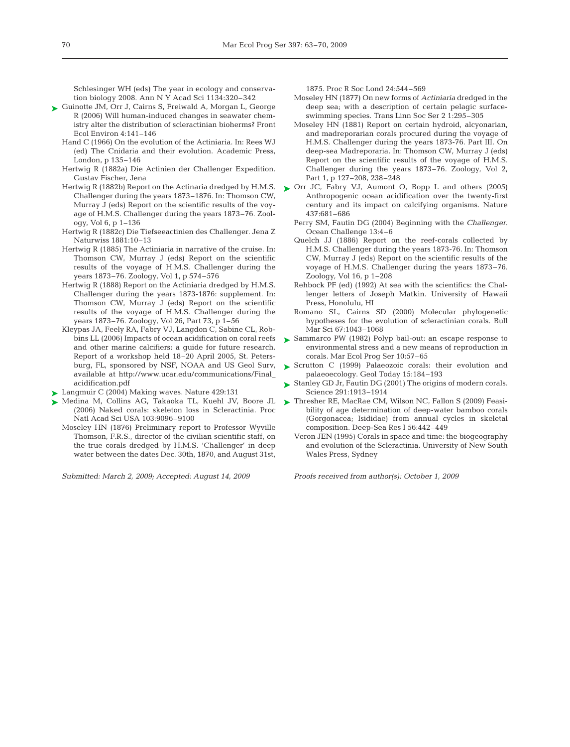Schlesinger WH (eds) The year in ecology and conservation biology 2008. Ann N Y Acad Sci 1134:320–342

Guinotte JM, Orr J, Cairns S, Freiwald A, Morgan L, George R (2006) Will human-induced changes in seawater chemistry alter the distribution of scleractinian bioherms? Front Ecol Environ 4:141–146

Hand C (1966) On the evolution of the Actiniaria. In: Rees WJ (ed) The Cnidaria and their evolution. Academic Press, London, p 135–146

Hertwig R (1882a) Die Actinien der Challenger Expedition. Gustav Fischer, Jena

Hertwig R (1882b) Report on the Actinaria dredged by H.M.S. Challenger during the years 1873–1876. In: Thomson CW, Murray J (eds) Report on the scientific results of the voyage of H.M.S. Challenger during the years 1873–76. Zoology, Vol 6, p 1–136

Hertwig R (1882c) Die Tiefseeactinien des Challenger. Jena Z Naturwiss 1881:10–13

Hertwig R (1885) The Actiniaria in narrative of the cruise. In: Thomson CW, Murray J (eds) Report on the scientific results of the voyage of H.M.S. Challenger during the years 1873–76. Zoology, Vol 1, p 574–576

Hertwig R (1888) Report on the Actiniaria dredged by H.M.S. Challenger during the years 1873-1876: supplement. In: Thomson CW, Murray J (eds) Report on the scientific results of the voyage of H.M.S. Challenger during the years 1873–76. Zoology, Vol 26, Part 73, p 1–56

Kleypas JA, Feely RA, Fabry VJ, Langdon C, Sabine CL, Robbins LL (2006) Impacts of ocean acidification on coral reefs and other marine calcifiers: a guide for future research. Report of a workshop held 18–20 April 2005, St. Petersburg, FL, sponsored by NSF, NOAA and US Geol Surv, available at http://www.ucar.edu/communications/Final_acidification.pdf

Langmuir C (2004) Making waves. Nature 429:131

Medina M, Collins AG, Takaoka TL, Kuehl JV, Boore JL (2006) Naked corals: skeleton loss in Scleractinia. Proc Natl Acad Sci USA 103:9096–9100

Moseley HN (1876) Preliminary report to Professor Wyville Thomson, F.R.S., director of the civilian scientific staff, on the true corals dredged by H.M.S. 'Challenger' in deep water between the dates Dec. 30th, 1870, and August 31st, 1875. Proc R Soc Lond 24:544–569

Moseley HN (1877) On new forms of *Actiniaria* dredged in the deep sea; with a description of certain pelagic surface-swimming species. Trans Linn Soc Ser 2 1:295–305

Moseley HN (1881) Report on certain hydroid, alcyonarian, and madreporarian corals procured during the voyage of H.M.S. Challenger during the years 1873-76. Part III. On deep-sea Madreporaria. In: Thomson CW, Murray J (eds) Report on the scientific results of the voyage of H.M.S. Challenger during the years 1873–76. Zoology, Vol 2, Part 1, p 127–208, 238–248

Orr JC, Fabry VJ, Aumont O, Bopp L and others (2005) Anthropogenic ocean acidification over the twenty-first century and its impact on calcifying organisms. Nature 437:681–686

Perry SM, Fautin DG (2004) Beginning with the *Challenger*. Ocean Challenge 13:4–6

Quelch JJ (1886) Report on the reef-corals collected by H.M.S. Challenger during the years 1873-76. In: Thomson CW, Murray J (eds) Report on the scientific results of the voyage of H.M.S. Challenger during the years 1873–76. Zoology, Vol 16, p 1–208

Rehbock PF (ed) (1992) At sea with the scientifics: the Challenger letters of Joseph Matkin. University of Hawaii Press, Honolulu, HI

Romano SL, Cairns SD (2000) Molecular phylogenetic hypotheses for the evolution of scleractinian corals. Bull Mar Sci 67:1043–1068

Sammarco PW (1982) Polyp bail-out: an escape response to environmental stress and a new means of reproduction in corals. Mar Ecol Prog Ser 10:57–65

Scrutton C (1999) Palaeozoic corals: their evolution and palaeoecology. Geol Today 15:184–193

Stanley GD Jr, Fautin DG (2001) The origins of modern corals. Science 291:1913–1914

Thresher RE, MacRae CM, Wilson NC, Fallon S (2009) Feasibility of age determination of deep-water bamboo corals (Gorgonacea; Isididae) from annual cycles in skeletal composition. Deep-Sea Res I 56:442–449

Veron JEN (1995) Corals in space and time: the biogeography and evolution of the Scleractinia. University of New South Wales Press, Sydney

*Submitted: March 2, 2009; Accepted: August 14, 2009*

*Proofs received from author(s): October 1, 2009*